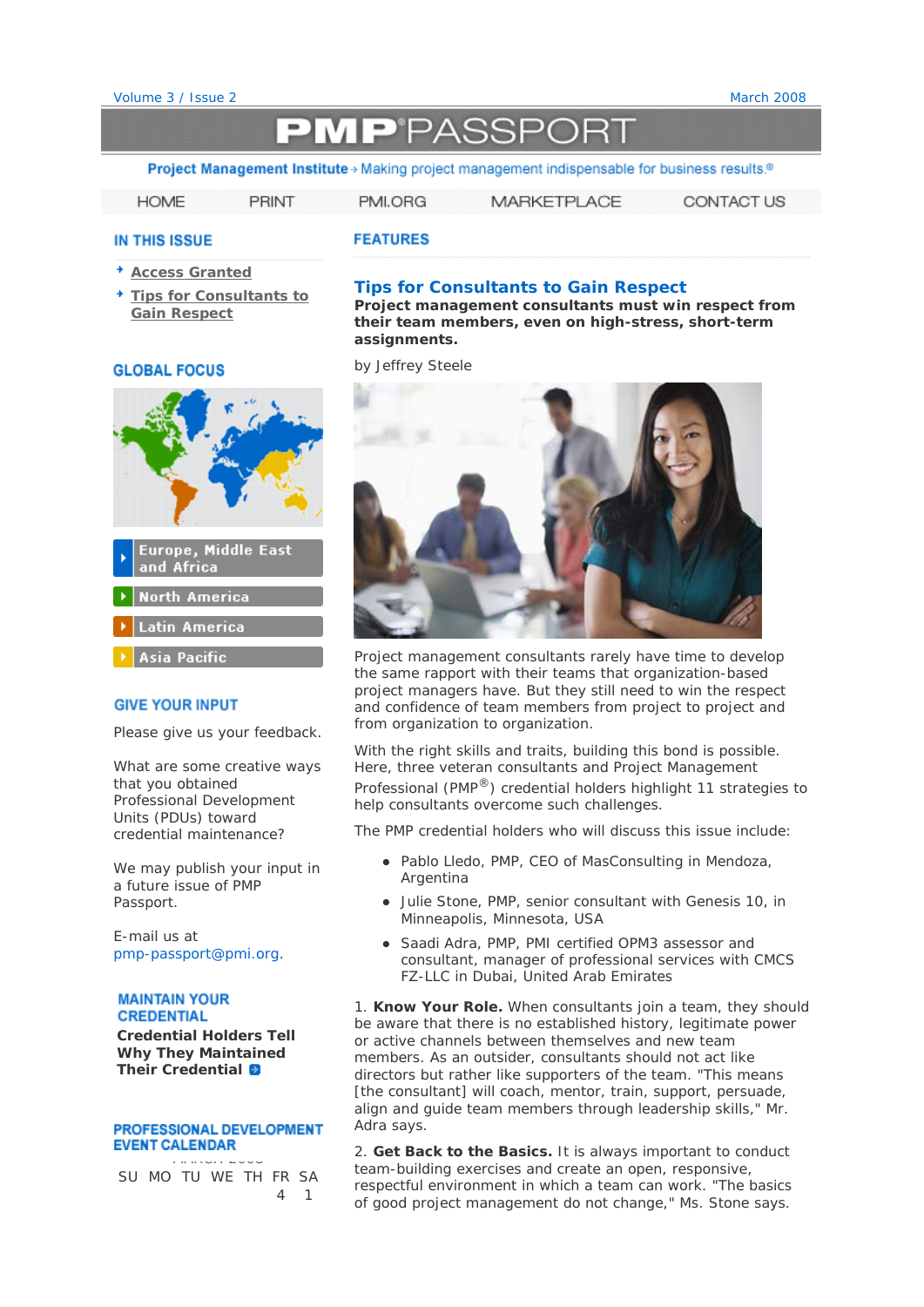Volume 3 / Issue 2 March 2008

# PMP® PASSPORT

**Project Management Institute** » Making project management indispensable for business results.®

HOME | PRINT | PMI.ORG | MARKETPLACE | CONTACT US

## IN THIS ISSUE

- Access Granted
- Tips for Consultants to Gain Respect

## GLOBAL FOCUS

- Europe, Middle East and Africa
- North America
- Latin America
- Asia Pacific

## GIVE YOUR INPUT

Please give us your feedback.

What are some creative ways that you obtained Professional Development Units (PDUs) toward credential maintenance?

We may publish your input in a future issue of PMP Passport.

E-mail us at pmp-passport@pmi.org.

## MAINTAIN YOUR CREDENTIAL

**Credential Holders Tell Why They Maintained Their Credential**

## PROFESSIONAL DEVELOPMENT EVENT CALENDAR

MARCH 2008

| SU | MO | TU | WE | TH | FR | SA |
|---|---|---|---|---|---|---|
| | | | | | 4 | 1 |

## FEATURES

### Tips for Consultants to Gain Respect

**Project management consultants must win respect from their team members, even on high-stress, short-term assignments.**

by Jeffrey Steele

Project management consultants rarely have time to develop the same rapport with their teams that organization-based project managers have. But they still need to win the respect and confidence of team members from project to project and from organization to organization.

With the right skills and traits, building this bond is possible. Here, three veteran consultants and Project Management Professional (PMP®) credential holders highlight 11 strategies to help consultants overcome such challenges.

The PMP credential holders who will discuss this issue include:

- Pablo Lledo, PMP, CEO of MasConsulting in Mendoza, Argentina
- Julie Stone, PMP, senior consultant with Genesis 10, in Minneapolis, Minnesota, USA
- Saadi Adra, PMP, PMI certified OPM3 assessor and consultant, manager of professional services with CMCS FZ-LLC in Dubai, United Arab Emirates

1. **Know Your Role.** When consultants join a team, they should be aware that there is no established history, legitimate power or active channels between themselves and new team members. As an outsider, consultants should not act like directors but rather like supporters of the team. "This means [the consultant] will coach, mentor, train, support, persuade, align and guide team members through leadership skills," Mr. Adra says.

2. **Get Back to the Basics.** It is always important to conduct team-building exercises and create an open, responsive, respectful environment in which a team can work. "The basics of good project management do not change," Ms. Stone says.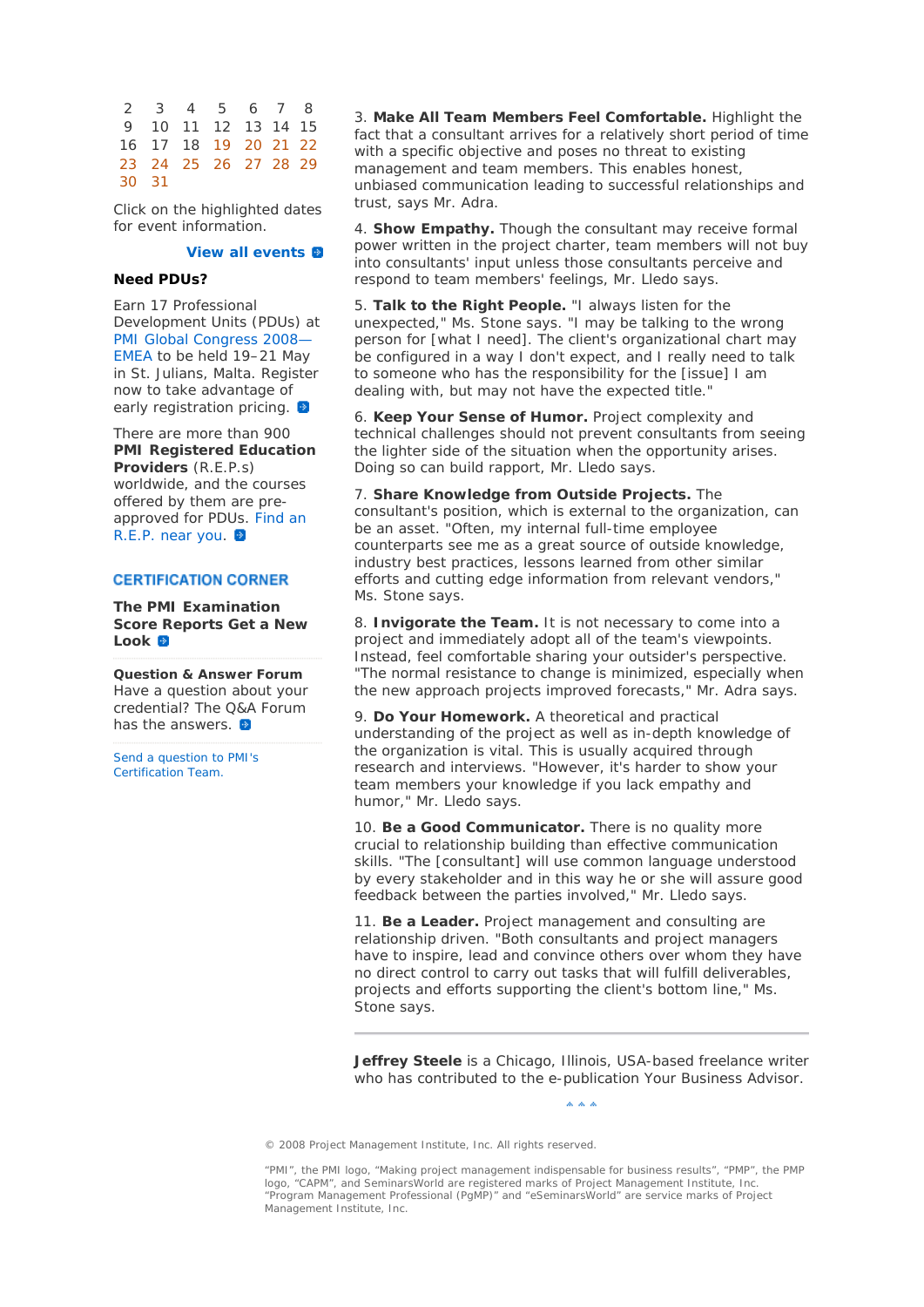| | | | | | | |
|---|---|---|---|---|---|---|
| 2 | 3 | 4 | 5 | 6 | 7 | 8 |
| 9 | 10 | 11 | 12 | 13 | 14 | 15 |
| 16 | 17 | 18 | 19 | 20 | 21 | 22 |
| 23 | 24 | 25 | 26 | 27 | 28 | 29 |
| 30 | 31 | | | | | |

Click on the highlighted dates for event information.

**View all events**

**Need PDUs?**

Earn 17 Professional Development Units (PDUs) at PMI Global Congress 2008—EMEA to be held 19–21 May in St. Julians, Malta. Register now to take advantage of early registration pricing.

There are more than 900 **PMI Registered Education Providers** (R.E.P.s) worldwide, and the courses offered by them are pre-approved for PDUs. Find an R.E.P. near you.

## CERTIFICATION CORNER

**The PMI Examination Score Reports Get a New Look**

**Question & Answer Forum**
Have a question about your credential? The Q&A Forum has the answers.

Send a question to PMI's Certification Team.

3. **Make All Team Members Feel Comfortable.** Highlight the fact that a consultant arrives for a relatively short period of time with a specific objective and poses no threat to existing management and team members. This enables honest, unbiased communication leading to successful relationships and trust, says Mr. Adra.

4. **Show Empathy.** Though the consultant may receive formal power written in the project charter, team members will not buy into consultants' input unless those consultants perceive and respond to team members' feelings, Mr. Lledo says.

5. **Talk to the Right People.** "I always listen for the unexpected," Ms. Stone says. "I may be talking to the wrong person for [what I need]. The client's organizational chart may be configured in a way I don't expect, and I really need to talk to someone who has the responsibility for the [issue] I am dealing with, but may not have the expected title."

6. **Keep Your Sense of Humor.** Project complexity and technical challenges should not prevent consultants from seeing the lighter side of the situation when the opportunity arises. Doing so can build rapport, Mr. Lledo says.

7. **Share Knowledge from Outside Projects.** The consultant's position, which is external to the organization, can be an asset. "Often, my internal full-time employee counterparts see me as a great source of outside knowledge, industry best practices, lessons learned from other similar efforts and cutting edge information from relevant vendors," Ms. Stone says.

8. **Invigorate the Team.** It is not necessary to come into a project and immediately adopt all of the team's viewpoints. Instead, feel comfortable sharing your outsider's perspective. "The normal resistance to change is minimized, especially when the new approach projects improved forecasts," Mr. Adra says.

9. **Do Your Homework.** A theoretical and practical understanding of the project as well as in-depth knowledge of the organization is vital. This is usually acquired through research and interviews. "However, it's harder to show your team members your knowledge if you lack empathy and humor," Mr. Lledo says.

10. **Be a Good Communicator.** There is no quality more crucial to relationship building than effective communication skills. "The [consultant] will use common language understood by every stakeholder and in this way he or she will assure good feedback between the parties involved," Mr. Lledo says.

11. **Be a Leader.** Project management and consulting are relationship driven. "Both consultants and project managers have to inspire, lead and convince others over whom they have no direct control to carry out tasks that will fulfill deliverables, projects and efforts supporting the client's bottom line," Ms. Stone says.

---

**Jeffrey Steele** is a Chicago, Illinois, USA-based freelance writer who has contributed to the e-publication Your Business Advisor.

© 2008 Project Management Institute, Inc. All rights reserved.

"PMI", the PMI logo, "Making project management indispensable for business results", "PMP", the PMP logo, "CAPM", and SeminarsWorld are registered marks of Project Management Institute, Inc. "Program Management Professional (PgMP)" and "eSeminarsWorld" are service marks of Project Management Institute, Inc.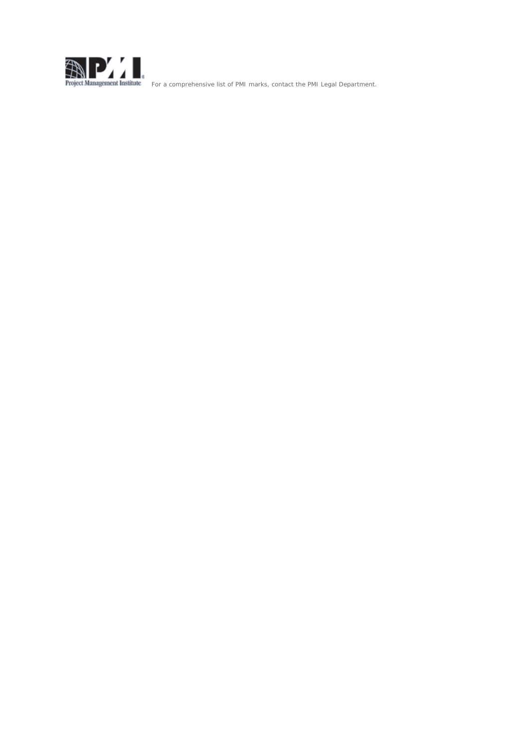For a comprehensive list of PMI marks, contact the PMI Legal Department.